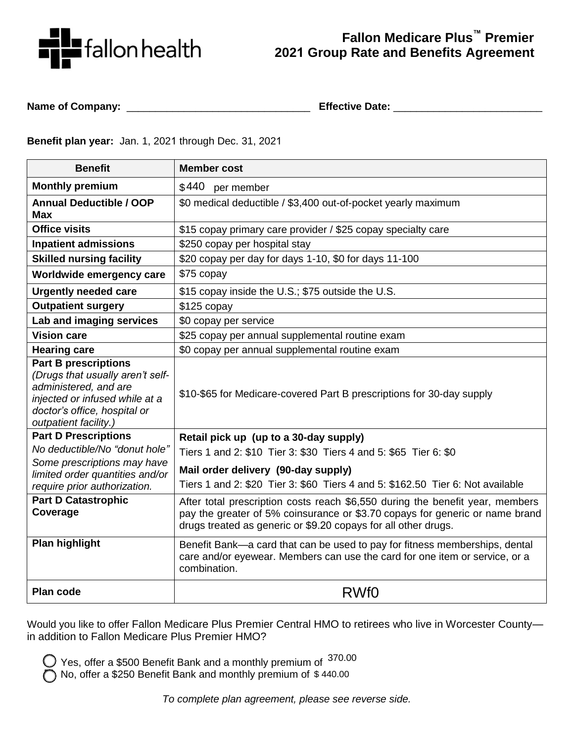# Fallon Medicare Plus™ Premier
## 2021 Group Rate and Benefits Agreement

**Name of Company:** ________________________________ **Effective Date:** __________________________

**Benefit plan year:** Jan. 1, 2021 through Dec. 31, 2021

| Benefit | Member cost |
|---|---|
| **Monthly premium** | $440 per member |
| **Annual Deductible / OOP Max** | $0 medical deductible / $3,400 out-of-pocket yearly maximum |
| **Office visits** | $15 copay primary care provider / $25 copay specialty care |
| **Inpatient admissions** | $250 copay per hospital stay |
| **Skilled nursing facility** | $20 copay per day for days 1-10, $0 for days 11-100 |
| **Worldwide emergency care** | $75 copay |
| **Urgently needed care** | $15 copay inside the U.S.; $75 outside the U.S. |
| **Outpatient surgery** | $125 copay |
| **Lab and imaging services** | $0 copay per service |
| **Vision care** | $25 copay per annual supplemental routine exam |
| **Hearing care** | $0 copay per annual supplemental routine exam |
| **Part B prescriptions** *(Drugs that usually aren't self-administered, and are injected or infused while at a doctor's office, hospital or outpatient facility.)* | $10-$65 for Medicare-covered Part B prescriptions for 30-day supply |
| **Part D Prescriptions** *No deductible/No "donut hole" Some prescriptions may have limited order quantities and/or require prior authorization.* | **Retail pick up (up to a 30-day supply)** Tiers 1 and 2: $10 Tier 3: $30 Tiers 4 and 5: $65 Tier 6: $0 **Mail order delivery (90-day supply)** Tiers 1 and 2: $20 Tier 3: $60 Tiers 4 and 5: $162.50 Tier 6: Not available |
| **Part D Catastrophic Coverage** | After total prescription costs reach $6,550 during the benefit year, members pay the greater of 5% coinsurance or $3.70 copays for generic or name brand drugs treated as generic or $9.20 copays for all other drugs. |
| **Plan highlight** | Benefit Bank—a card that can be used to pay for fitness memberships, dental care and/or eyewear. Members can use the card for one item or service, or a combination. |
| **Plan code** | RWf0 |

Would you like to offer Fallon Medicare Plus Premier Central HMO to retirees who live in Worcester County—in addition to Fallon Medicare Plus Premier HMO?

- ◯ Yes, offer a $500 Benefit Bank and a monthly premium of 370.00
- ◯ No, offer a $250 Benefit Bank and monthly premium of $ 440.00

*To complete plan agreement, please see reverse side.*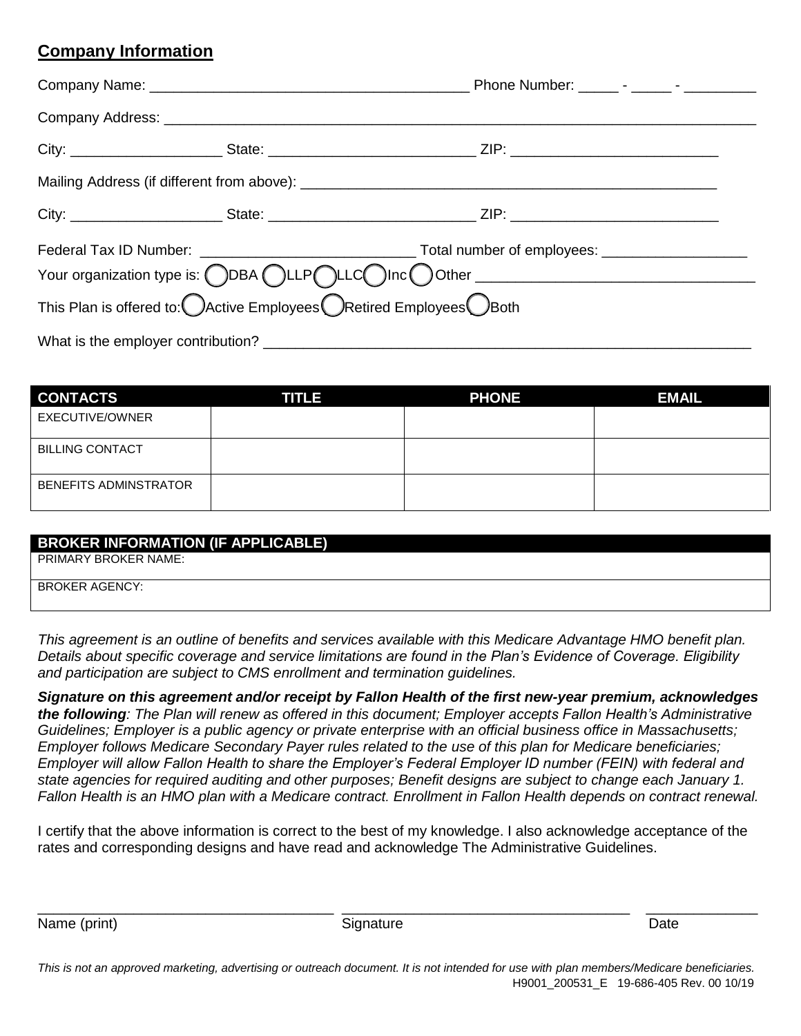## Company Information

Company Name: ________________________________________ Phone Number: _____ - _____ - _________

Company Address: ______________________________________________________________________

City: ___________________ State: _________________________ ZIP: _________________________

Mailing Address (if different from above): ____________________________________________________

City: ___________________ State: _________________________ ZIP: _________________________

Federal Tax ID Number: ___________________________ Total number of employees: __________________

Your organization type is: ◯ DBA ◯ LLP ◯ LLC ◯ Inc ◯ Other ___________________________________

This Plan is offered to: ◯ Active Employees ◯ Retired Employees ◯ Both

What is the employer contribution? ______________________________________________________________

| CONTACTS | TITLE | PHONE | EMAIL |
|---|---|---|---|
| EXECUTIVE/OWNER | | | |
| BILLING CONTACT | | | |
| BENEFITS ADMINSTRATOR | | | |

| BROKER INFORMATION (IF APPLICABLE) |
|---|
| PRIMARY BROKER NAME: |
| BROKER AGENCY: |

*This agreement is an outline of benefits and services available with this Medicare Advantage HMO benefit plan. Details about specific coverage and service limitations are found in the Plan's Evidence of Coverage. Eligibility and participation are subject to CMS enrollment and termination guidelines.*

***Signature on this agreement and/or receipt by Fallon Health of the first new-year premium, acknowledges the following****: The Plan will renew as offered in this document; Employer accepts Fallon Health's Administrative Guidelines; Employer is a public agency or private enterprise with an official business office in Massachusetts; Employer follows Medicare Secondary Payer rules related to the use of this plan for Medicare beneficiaries; Employer will allow Fallon Health to share the Employer's Federal Employer ID number (FEIN) with federal and state agencies for required auditing and other purposes; Benefit designs are subject to change each January 1. Fallon Health is an HMO plan with a Medicare contract. Enrollment in Fallon Health depends on contract renewal.*

I certify that the above information is correct to the best of my knowledge. I also acknowledge acceptance of the rates and corresponding designs and have read and acknowledge The Administrative Guidelines.

___________________________________ ___________________________________ ______________

Name (print) Signature Date

*This is not an approved marketing, advertising or outreach document. It is not intended for use with plan members/Medicare beneficiaries.*

H9001_200531_E 19-686-405 Rev. 00 10/19